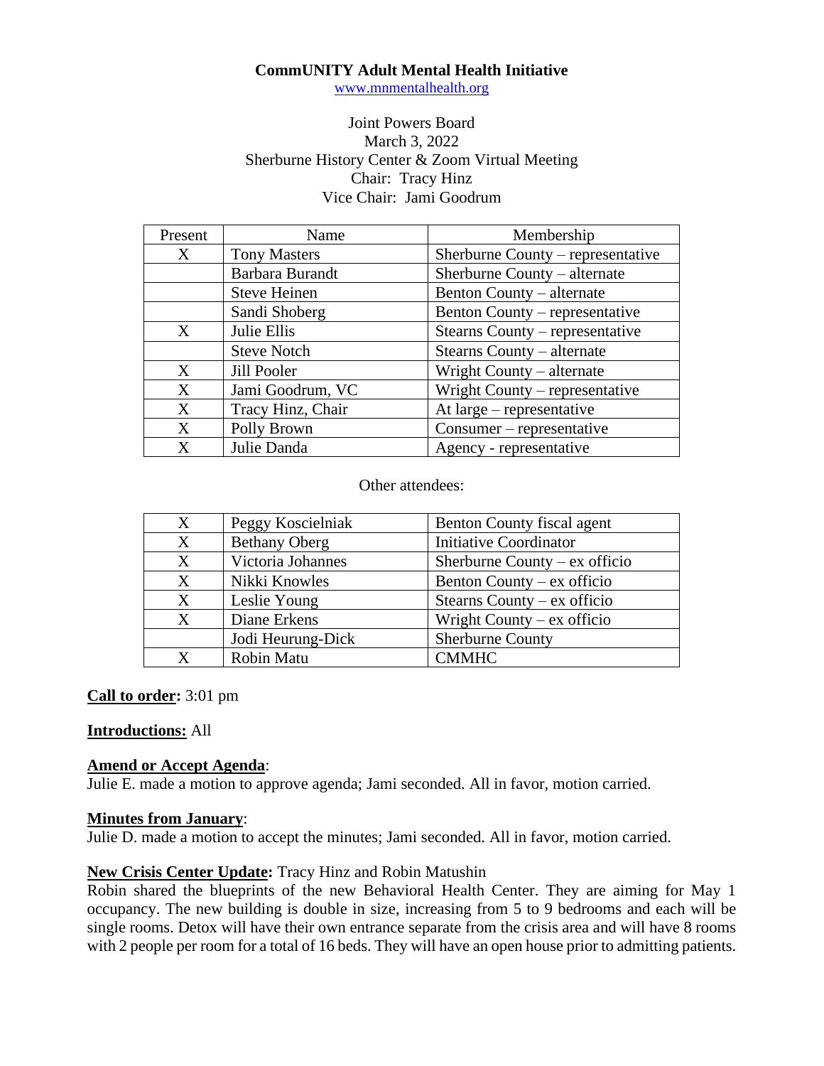# CommUNITY Adult Mental Health Initiative

www.mnmentalhealth.org

Joint Powers Board
March 3, 2022
Sherburne History Center & Zoom Virtual Meeting
Chair: Tracy Hinz
Vice Chair: Jami Goodrum

| Present | Name | Membership |
|---|---|---|
| X | Tony Masters | Sherburne County – representative |
| | Barbara Burandt | Sherburne County – alternate |
| | Steve Heinen | Benton County – alternate |
| | Sandi Shoberg | Benton County – representative |
| X | Julie Ellis | Stearns County – representative |
| | Steve Notch | Stearns County – alternate |
| X | Jill Pooler | Wright County – alternate |
| X | Jami Goodrum, VC | Wright County – representative |
| X | Tracy Hinz, Chair | At large – representative |
| X | Polly Brown | Consumer – representative |
| X | Julie Danda | Agency - representative |

Other attendees:

| | | |
|---|---|---|
| X | Peggy Koscielniak | Benton County fiscal agent |
| X | Bethany Oberg | Initiative Coordinator |
| X | Victoria Johannes | Sherburne County – ex officio |
| X | Nikki Knowles | Benton County – ex officio |
| X | Leslie Young | Stearns County – ex officio |
| X | Diane Erkens | Wright County – ex officio |
| | Jodi Heurung-Dick | Sherburne County |
| X | Robin Matu | CMMHC |

**Call to order:** 3:01 pm

**Introductions:** All

**Amend or Accept Agenda**:
Julie E. made a motion to approve agenda; Jami seconded. All in favor, motion carried.

**Minutes from January**:
Julie D. made a motion to accept the minutes; Jami seconded. All in favor, motion carried.

**New Crisis Center Update:** Tracy Hinz and Robin Matushin
Robin shared the blueprints of the new Behavioral Health Center. They are aiming for May 1 occupancy. The new building is double in size, increasing from 5 to 9 bedrooms and each will be single rooms. Detox will have their own entrance separate from the crisis area and will have 8 rooms with 2 people per room for a total of 16 beds. They will have an open house prior to admitting patients.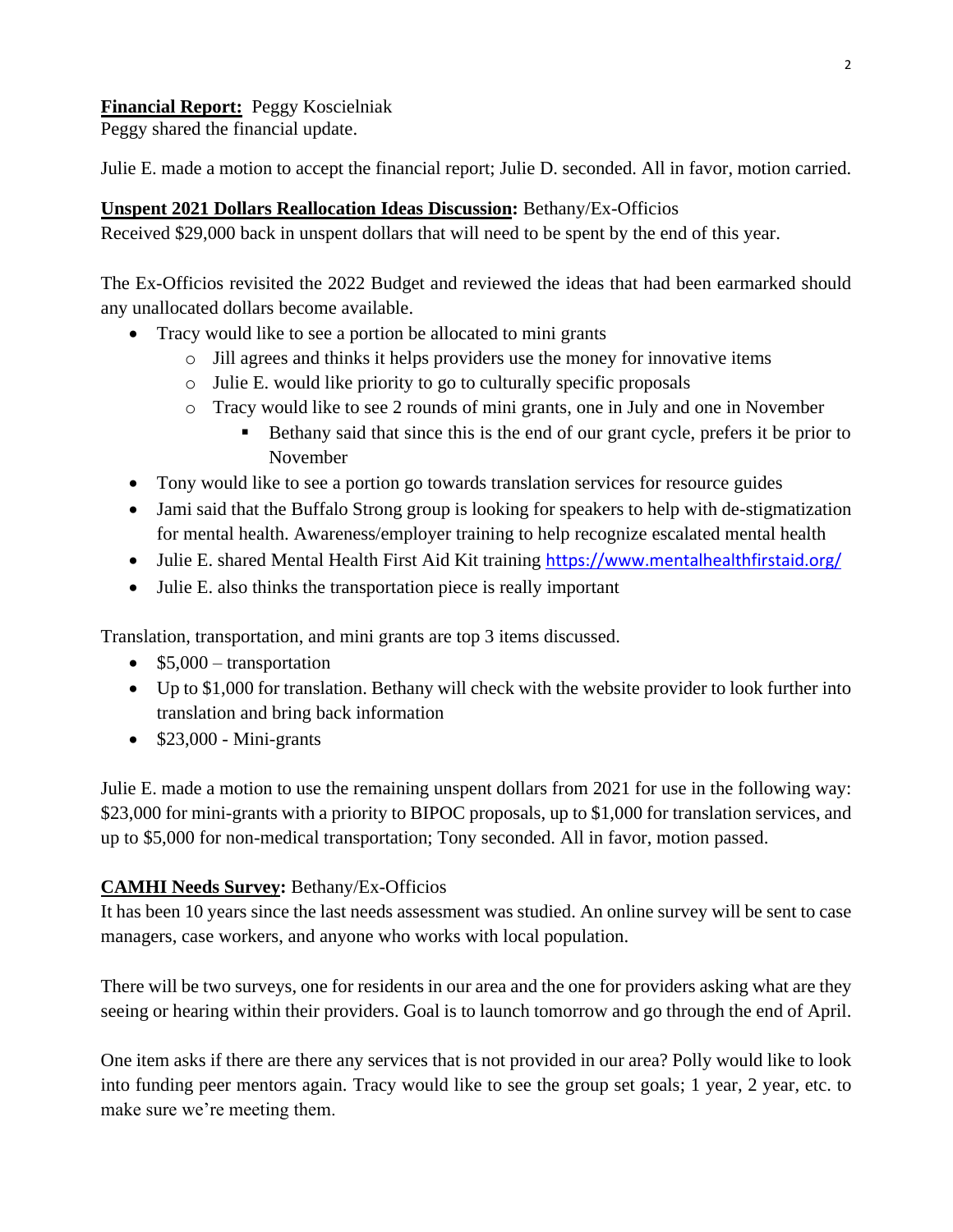**Financial Report:** Peggy Koscielniak
Peggy shared the financial update.

Julie E. made a motion to accept the financial report; Julie D. seconded. All in favor, motion carried.

**Unspent 2021 Dollars Reallocation Ideas Discussion:** Bethany/Ex-Officios
Received $29,000 back in unspent dollars that will need to be spent by the end of this year.

The Ex-Officios revisited the 2022 Budget and reviewed the ideas that had been earmarked should any unallocated dollars become available.

- Tracy would like to see a portion be allocated to mini grants
  - Jill agrees and thinks it helps providers use the money for innovative items
  - Julie E. would like priority to go to culturally specific proposals
  - Tracy would like to see 2 rounds of mini grants, one in July and one in November
    - Bethany said that since this is the end of our grant cycle, prefers it be prior to November
- Tony would like to see a portion go towards translation services for resource guides
- Jami said that the Buffalo Strong group is looking for speakers to help with de-stigmatization for mental health. Awareness/employer training to help recognize escalated mental health
- Julie E. shared Mental Health First Aid Kit training https://www.mentalhealthfirstaid.org/
- Julie E. also thinks the transportation piece is really important

Translation, transportation, and mini grants are top 3 items discussed.

- $5,000 – transportation
- Up to $1,000 for translation. Bethany will check with the website provider to look further into translation and bring back information
- $23,000 - Mini-grants

Julie E. made a motion to use the remaining unspent dollars from 2021 for use in the following way: $23,000 for mini-grants with a priority to BIPOC proposals, up to $1,000 for translation services, and up to $5,000 for non-medical transportation; Tony seconded. All in favor, motion passed.

**CAMHI Needs Survey:** Bethany/Ex-Officios
It has been 10 years since the last needs assessment was studied. An online survey will be sent to case managers, case workers, and anyone who works with local population.

There will be two surveys, one for residents in our area and the one for providers asking what are they seeing or hearing within their providers. Goal is to launch tomorrow and go through the end of April.

One item asks if there are there any services that is not provided in our area? Polly would like to look into funding peer mentors again. Tracy would like to see the group set goals; 1 year, 2 year, etc. to make sure we're meeting them.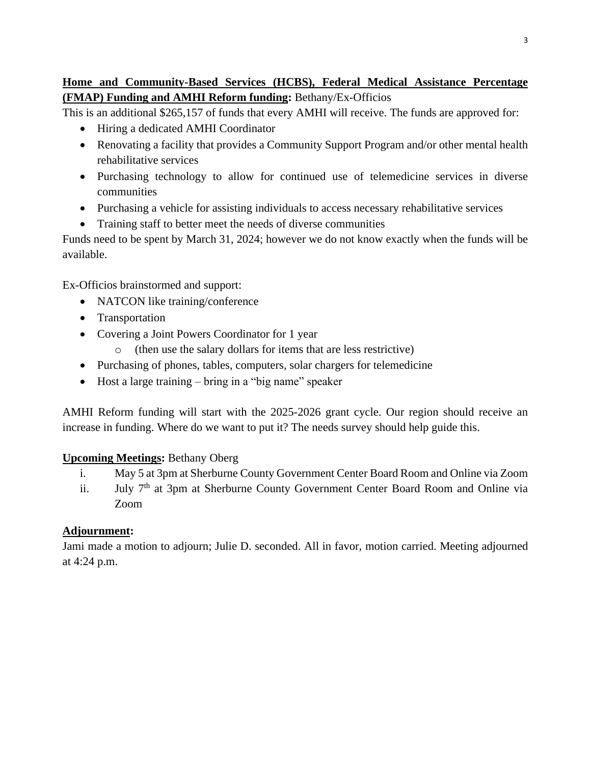**Home and Community-Based Services (HCBS), Federal Medical Assistance Percentage (FMAP) Funding and AMHI Reform funding:** Bethany/Ex-Officios

This is an additional $265,157 of funds that every AMHI will receive. The funds are approved for:

- Hiring a dedicated AMHI Coordinator
- Renovating a facility that provides a Community Support Program and/or other mental health rehabilitative services
- Purchasing technology to allow for continued use of telemedicine services in diverse communities
- Purchasing a vehicle for assisting individuals to access necessary rehabilitative services
- Training staff to better meet the needs of diverse communities

Funds need to be spent by March 31, 2024; however we do not know exactly when the funds will be available.

Ex-Officios brainstormed and support:

- NATCON like training/conference
- Transportation
- Covering a Joint Powers Coordinator for 1 year
    - (then use the salary dollars for items that are less restrictive)
- Purchasing of phones, tables, computers, solar chargers for telemedicine
- Host a large training – bring in a "big name" speaker

AMHI Reform funding will start with the 2025-2026 grant cycle. Our region should receive an increase in funding. Where do we want to put it? The needs survey should help guide this.

**Upcoming Meetings:** Bethany Oberg

i. May 5 at 3pm at Sherburne County Government Center Board Room and Online via Zoom
ii. July 7th at 3pm at Sherburne County Government Center Board Room and Online via Zoom

**Adjournment:**

Jami made a motion to adjourn; Julie D. seconded. All in favor, motion carried. Meeting adjourned at 4:24 p.m.